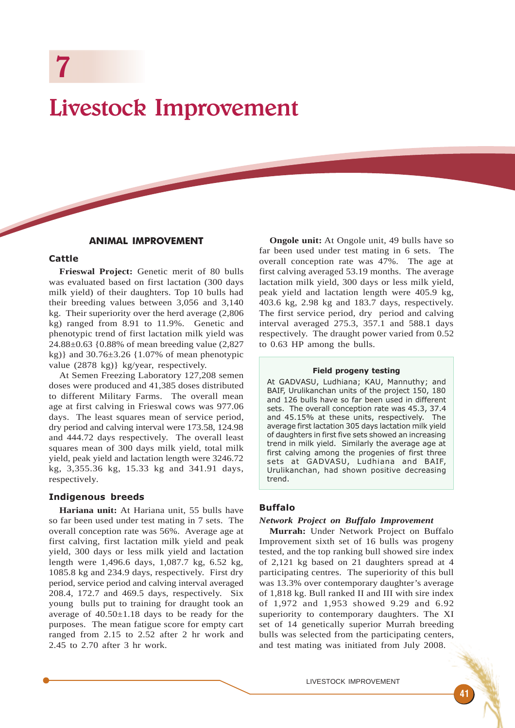# 7

# Livestock Improvement

## ANIMAL IMPROVEMENT

### Cattle

**Frieswal Project:** Genetic merit of 80 bulls was evaluated based on first lactation (300 days milk yield) of their daughters. Top 10 bulls had their breeding values between 3,056 and 3,140 kg. Their superiority over the herd average (2,806 kg) ranged from 8.91 to 11.9%. Genetic and phenotypic trend of first lactation milk yield was 24.88±0.63 {0.88% of mean breeding value (2,827 kg)} and 30.76±3.26 {1.07% of mean phenotypic value (2878 kg)} kg/year, respectively.

At Semen Freezing Laboratory 127,208 semen doses were produced and 41,385 doses distributed to different Military Farms. The overall mean age at first calving in Frieswal cows was 977.06 days. The least squares mean of service period, dry period and calving interval were 173.58, 124.98 and 444.72 days respectively. The overall least squares mean of 300 days milk yield, total milk yield, peak yield and lactation length were 3246.72 kg, 3,355.36 kg, 15.33 kg and 341.91 days, respectively.

### Indigenous breeds

**Hariana unit:** At Hariana unit, 55 bulls have so far been used under test mating in 7 sets. The overall conception rate was 56%. Average age at first calving, first lactation milk yield and peak yield, 300 days or less milk yield and lactation length were 1,496.6 days, 1,087.7 kg, 6.52 kg, 1085.8 kg and 234.9 days, respectively. First dry period, service period and calving interval averaged 208.4, 172.7 and 469.5 days, respectively. Six young bulls put to training for draught took an average of 40.50±1.18 days to be ready for the purposes. The mean fatigue score for empty cart ranged from 2.15 to 2.52 after 2 hr work and 2.45 to 2.70 after 3 hr work.

**Ongole unit:** At Ongole unit, 49 bulls have so far been used under test mating in 6 sets. The overall conception rate was 47%. The age at first calving averaged 53.19 months. The average lactation milk yield, 300 days or less milk yield, peak yield and lactation length were 405.9 kg, 403.6 kg, 2.98 kg and 183.7 days, respectively. The first service period, dry period and calving interval averaged 275.3, 357.1 and 588.1 days respectively. The draught power varied from 0.52 to 0.63 HP among the bulls.

**Field progeny testing**

At GADVASU, Ludhiana; KAU, Mannuthy; and BAIF, Urulikanchan units of the project 150, 180 and 126 bulls have so far been used in different sets. The overall conception rate was 45.3, 37.4 and 45.15% at these units, respectively. The average first lactation 305 days lactation milk yield of daughters in first five sets showed an increasing trend in milk yield. Similarly the average age at first calving among the progenies of first three sets at GADVASU, Ludhiana and BAIF, Urulikanchan, had shown positive decreasing trend.

### Buffalo

*Network Project on Buffalo Improvement*

**Murrah:** Under Network Project on Buffalo Improvement sixth set of 16 bulls was progeny tested, and the top ranking bull showed sire index of 2,121 kg based on 21 daughters spread at 4 participating centres. The superiority of this bull was 13.3% over contemporary daughter's average of 1,818 kg. Bull ranked II and III with sire index of 1,972 and 1,953 showed 9.29 and 6.92 superiority to contemporary daughters. The XI set of 14 genetically superior Murrah breeding bulls was selected from the participating centers, and test mating was initiated from July 2008.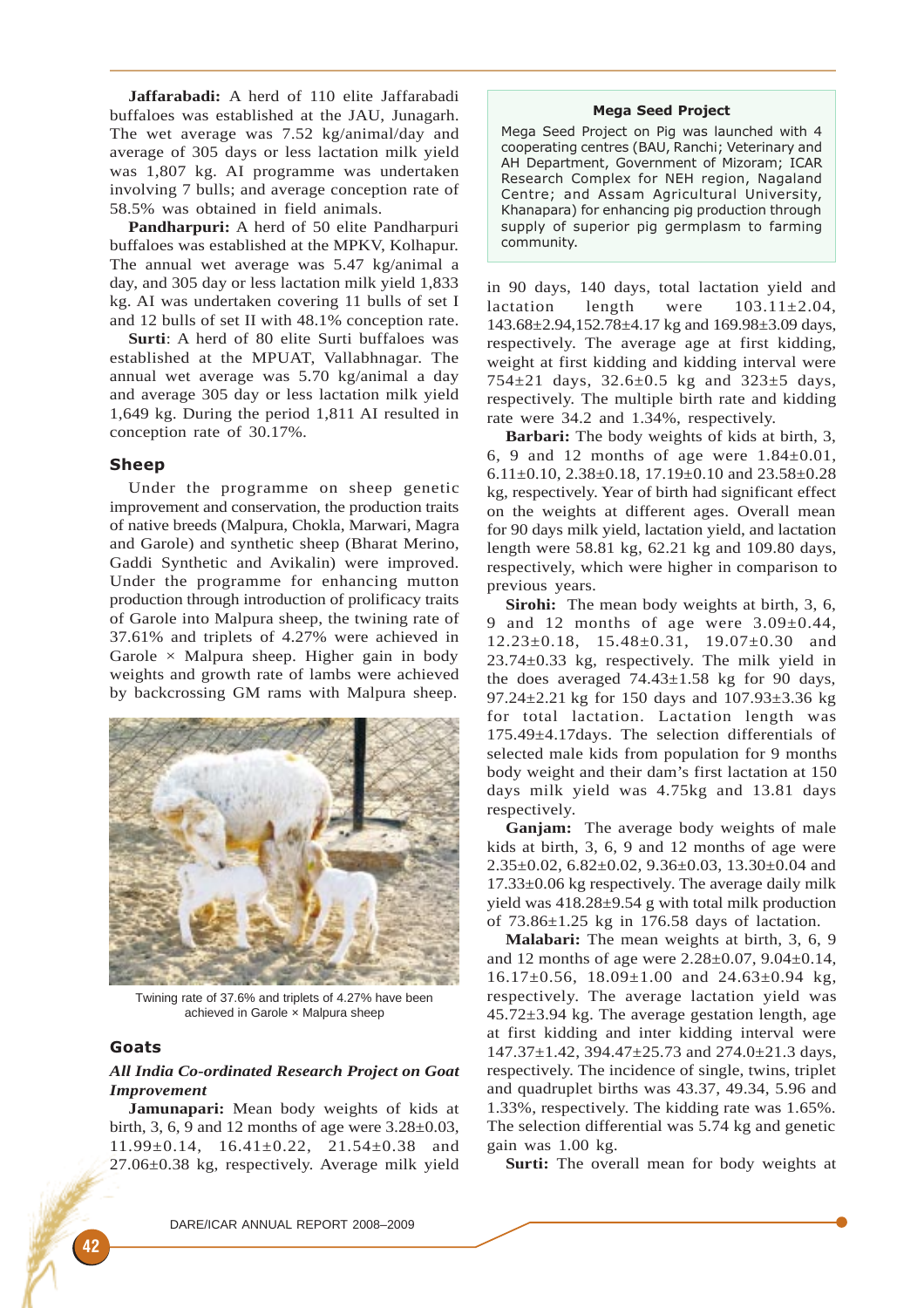**Jaffarabadi:** A herd of 110 elite Jaffarabadi buffaloes was established at the JAU, Junagarh. The wet average was 7.52 kg/animal/day and average of 305 days or less lactation milk yield was 1,807 kg. AI programme was undertaken involving 7 bulls; and average conception rate of 58.5% was obtained in field animals.

**Pandharpuri:** A herd of 50 elite Pandharpuri buffaloes was established at the MPKV, Kolhapur. The annual wet average was 5.47 kg/animal a day, and 305 day or less lactation milk yield 1,833 kg. AI was undertaken covering 11 bulls of set I and 12 bulls of set II with 48.1% conception rate.

**Surti**: A herd of 80 elite Surti buffaloes was established at the MPUAT, Vallabhnagar. The annual wet average was 5.70 kg/animal a day and average 305 day or less lactation milk yield 1,649 kg. During the period 1,811 AI resulted in conception rate of 30.17%.

## Sheep

Under the programme on sheep genetic improvement and conservation, the production traits of native breeds (Malpura, Chokla, Marwari, Magra and Garole) and synthetic sheep (Bharat Merino, Gaddi Synthetic and Avikalin) were improved. Under the programme for enhancing mutton production through introduction of prolificacy traits of Garole into Malpura sheep, the twining rate of 37.61% and triplets of 4.27% were achieved in Garole × Malpura sheep. Higher gain in body weights and growth rate of lambs were achieved by backcrossing GM rams with Malpura sheep.

Twining rate of 37.6% and triplets of 4.27% have been achieved in Garole × Malpura sheep

## Goats

### *All India Co-ordinated Research Project on Goat Improvement*

**Jamunapari:** Mean body weights of kids at birth, 3, 6, 9 and 12 months of age were 3.28±0.03, 11.99±0.14, 16.41±0.22, 21.54±0.38 and 27.06±0.38 kg, respectively. Average milk yield in 90 days, 140 days, total lactation yield and lactation length were 103.11±2.04, 143.68±2.94,152.78±4.17 kg and 169.98±3.09 days, respectively. The average age at first kidding, weight at first kidding and kidding interval were 754±21 days, 32.6±0.5 kg and 323±5 days, respectively. The multiple birth rate and kidding rate were 34.2 and 1.34%, respectively.

> **Mega Seed Project**
>
> Mega Seed Project on Pig was launched with 4 cooperating centres (BAU, Ranchi; Veterinary and AH Department, Government of Mizoram; ICAR Research Complex for NEH region, Nagaland Centre; and Assam Agricultural University, Khanapara) for enhancing pig production through supply of superior pig germplasm to farming community.

**Barbari:** The body weights of kids at birth, 3, 6, 9 and 12 months of age were 1.84±0.01, 6.11±0.10, 2.38±0.18, 17.19±0.10 and 23.58±0.28 kg, respectively. Year of birth had significant effect on the weights at different ages. Overall mean for 90 days milk yield, lactation yield, and lactation length were 58.81 kg, 62.21 kg and 109.80 days, respectively, which were higher in comparison to previous years.

**Sirohi:** The mean body weights at birth, 3, 6, 9 and 12 months of age were 3.09±0.44, 12.23±0.18, 15.48±0.31, 19.07±0.30 and 23.74±0.33 kg, respectively. The milk yield in the does averaged 74.43±1.58 kg for 90 days, 97.24±2.21 kg for 150 days and 107.93±3.36 kg for total lactation. Lactation length was 175.49±4.17days. The selection differentials of selected male kids from population for 9 months body weight and their dam's first lactation at 150 days milk yield was 4.75kg and 13.81 days respectively.

**Ganjam:** The average body weights of male kids at birth, 3, 6, 9 and 12 months of age were 2.35±0.02, 6.82±0.02, 9.36±0.03, 13.30±0.04 and 17.33±0.06 kg respectively. The average daily milk yield was 418.28±9.54 g with total milk production of 73.86±1.25 kg in 176.58 days of lactation.

**Malabari:** The mean weights at birth, 3, 6, 9 and 12 months of age were 2.28±0.07, 9.04±0.14, 16.17±0.56, 18.09±1.00 and 24.63±0.94 kg, respectively. The average lactation yield was 45.72±3.94 kg. The average gestation length, age at first kidding and inter kidding interval were 147.37±1.42, 394.47±25.73 and 274.0±21.3 days, respectively. The incidence of single, twins, triplet and quadruplet births was 43.37, 49.34, 5.96 and 1.33%, respectively. The kidding rate was 1.65%. The selection differential was 5.74 kg and genetic gain was 1.00 kg.

**Surti:** The overall mean for body weights at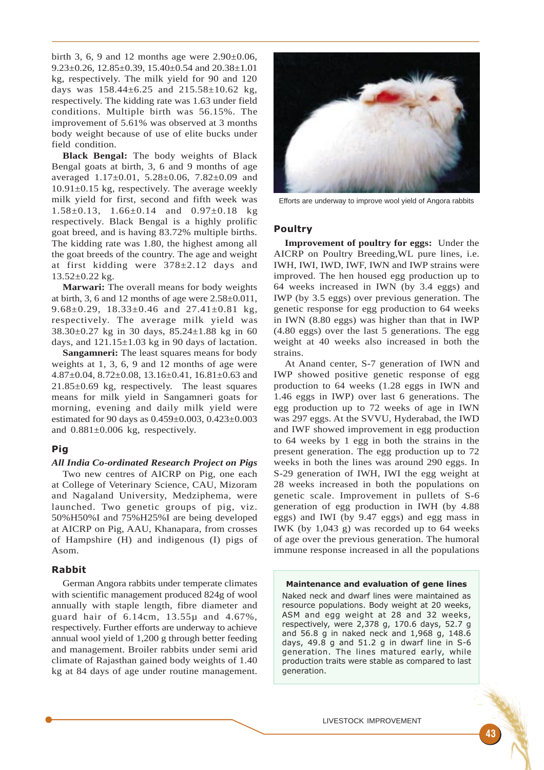birth 3, 6, 9 and 12 months age were 2.90±0.06, 9.23±0.26, 12.85±0.39, 15.40±0.54 and 20.38±1.01 kg, respectively. The milk yield for 90 and 120 days was 158.44±6.25 and 215.58±10.62 kg, respectively. The kidding rate was 1.63 under field conditions. Multiple birth was 56.15%. The improvement of 5.61% was observed at 3 months body weight because of use of elite bucks under field condition.

**Black Bengal:** The body weights of Black Bengal goats at birth, 3, 6 and 9 months of age averaged 1.17±0.01, 5.28±0.06, 7.82±0.09 and 10.91±0.15 kg, respectively. The average weekly milk yield for first, second and fifth week was 1.58±0.13, 1.66±0.14 and 0.97±0.18 kg respectively. Black Bengal is a highly prolific goat breed, and is having 83.72% multiple births. The kidding rate was 1.80, the highest among all the goat breeds of the country. The age and weight at first kidding were 378±2.12 days and 13.52±0.22 kg.

**Marwari:** The overall means for body weights at birth, 3, 6 and 12 months of age were 2.58±0.011, 9.68±0.29, 18.33±0.46 and 27.41±0.81 kg, respectively. The average milk yield was 38.30±0.27 kg in 30 days, 85.24±1.88 kg in 60 days, and 121.15±1.03 kg in 90 days of lactation.

**Sangamneri:** The least squares means for body weights at 1, 3, 6, 9 and 12 months of age were 4.87±0.04, 8.72±0.08, 13.16±0.41, 16.81±0.63 and 21.85±0.69 kg, respectively. The least squares means for milk yield in Sangamneri goats for morning, evening and daily milk yield were estimated for 90 days as 0.459±0.003, 0.423±0.003 and 0.881±0.006 kg, respectively.

## Pig

***All India Co-ordinated Research Project on Pigs***

Two new centres of AICRP on Pig, one each at College of Veterinary Science, CAU, Mizoram and Nagaland University, Medziphema, were launched. Two genetic groups of pig, viz. 50%H50%I and 75%H25%I are being developed at AICRP on Pig, AAU, Khanapara, from crosses of Hampshire (H) and indigenous (I) pigs of Asom.

## Rabbit

German Angora rabbits under temperate climates with scientific management produced 824g of wool annually with staple length, fibre diameter and guard hair of 6.14cm, 13.55µ and 4.67%, respectively. Further efforts are underway to achieve annual wool yield of 1,200 g through better feeding and management. Broiler rabbits under semi arid climate of Rajasthan gained body weights of 1.40 kg at 84 days of age under routine management.

Efforts are underway to improve wool yield of Angora rabbits

## Poultry

**Improvement of poultry for eggs:** Under the AICRP on Poultry Breeding,WL pure lines, i.e. IWH, IWI, IWD, IWF, IWN and IWP strains were improved. The hen housed egg production up to 64 weeks increased in IWN (by 3.4 eggs) and IWP (by 3.5 eggs) over previous generation. The genetic response for egg production to 64 weeks in IWN (8.80 eggs) was higher than that in IWP (4.80 eggs) over the last 5 generations. The egg weight at 40 weeks also increased in both the strains.

At Anand center, S-7 generation of IWN and IWP showed positive genetic response of egg production to 64 weeks (1.28 eggs in IWN and 1.46 eggs in IWP) over last 6 generations. The egg production up to 72 weeks of age in IWN was 297 eggs. At the SVVU, Hyderabad, the IWD and IWF showed improvement in egg production to 64 weeks by 1 egg in both the strains in the present generation. The egg production up to 72 weeks in both the lines was around 290 eggs. In S-29 generation of IWH, IWI the egg weight at 28 weeks increased in both the populations on genetic scale. Improvement in pullets of S-6 generation of egg production in IWH (by 4.88 eggs) and IWI (by 9.47 eggs) and egg mass in IWK (by 1,043 g) was recorded up to 64 weeks of age over the previous generation. The humoral immune response increased in all the populations

**Maintenance and evaluation of gene lines**

Naked neck and dwarf lines were maintained as resource populations. Body weight at 20 weeks, ASM and egg weight at 28 and 32 weeks, respectively, were 2,378 g, 170.6 days, 52.7 g and 56.8 g in naked neck and 1,968 g, 148.6 days, 49.8 g and 51.2 g in dwarf line in S-6 generation. The lines matured early, while production traits were stable as compared to last generation.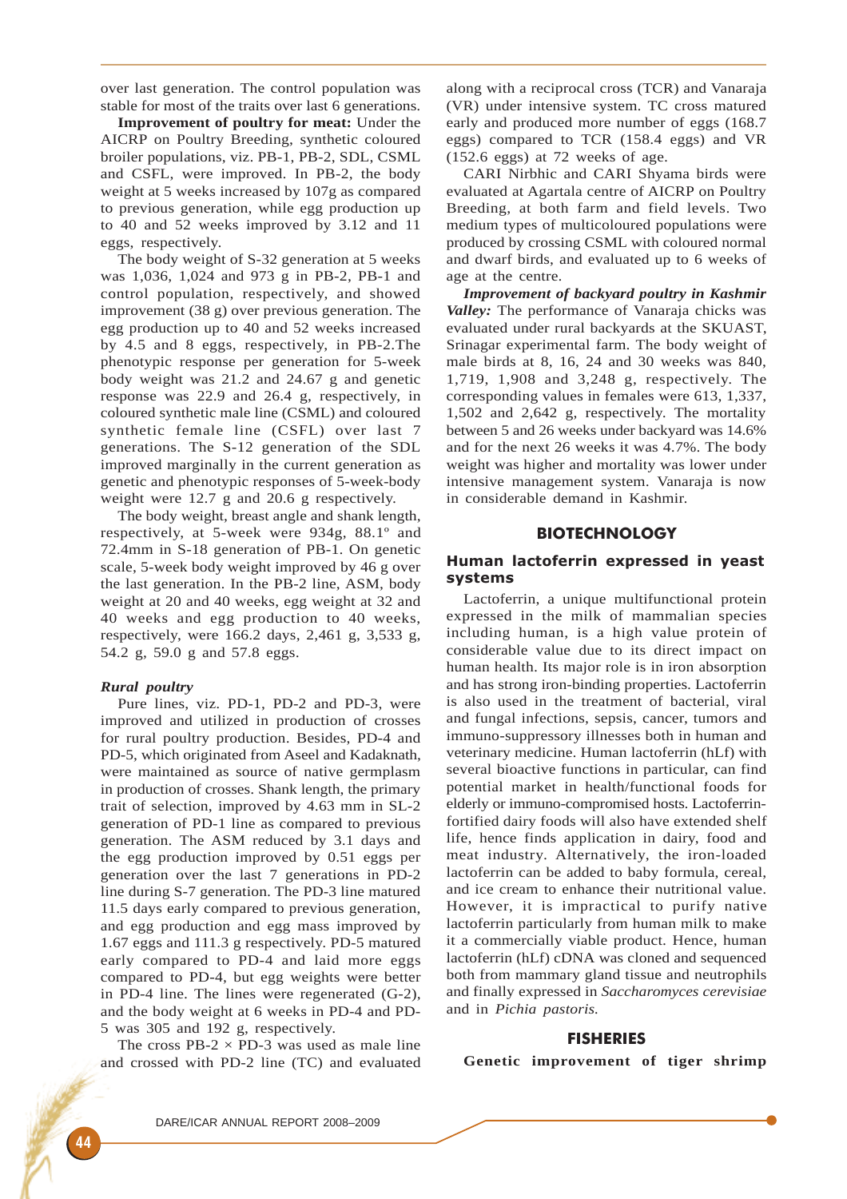over last generation. The control population was stable for most of the traits over last 6 generations.

**Improvement of poultry for meat:** Under the AICRP on Poultry Breeding, synthetic coloured broiler populations, viz. PB-1, PB-2, SDL, CSML and CSFL, were improved. In PB-2, the body weight at 5 weeks increased by 107g as compared to previous generation, while egg production up to 40 and 52 weeks improved by 3.12 and 11 eggs, respectively.

The body weight of S-32 generation at 5 weeks was 1,036, 1,024 and 973 g in PB-2, PB-1 and control population, respectively, and showed improvement (38 g) over previous generation. The egg production up to 40 and 52 weeks increased by 4.5 and 8 eggs, respectively, in PB-2.The phenotypic response per generation for 5-week body weight was 21.2 and 24.67 g and genetic response was 22.9 and 26.4 g, respectively, in coloured synthetic male line (CSML) and coloured synthetic female line (CSFL) over last 7 generations. The S-12 generation of the SDL improved marginally in the current generation as genetic and phenotypic responses of 5-week-body weight were 12.7 g and 20.6 g respectively.

The body weight, breast angle and shank length, respectively, at 5-week were 934g, 88.1° and 72.4mm in S-18 generation of PB-1. On genetic scale, 5-week body weight improved by 46 g over the last generation. In the PB-2 line, ASM, body weight at 20 and 40 weeks, egg weight at 32 and 40 weeks and egg production to 40 weeks, respectively, were 166.2 days, 2,461 g, 3,533 g, 54.2 g, 59.0 g and 57.8 eggs.

### *Rural poultry*

Pure lines, viz. PD-1, PD-2 and PD-3, were improved and utilized in production of crosses for rural poultry production. Besides, PD-4 and PD-5, which originated from Aseel and Kadaknath, were maintained as source of native germplasm in production of crosses. Shank length, the primary trait of selection, improved by 4.63 mm in SL-2 generation of PD-1 line as compared to previous generation. The ASM reduced by 3.1 days and the egg production improved by 0.51 eggs per generation over the last 7 generations in PD-2 line during S-7 generation. The PD-3 line matured 11.5 days early compared to previous generation, and egg production and egg mass improved by 1.67 eggs and 111.3 g respectively. PD-5 matured early compared to PD-4 and laid more eggs compared to PD-4, but egg weights were better in PD-4 line. The lines were regenerated (G-2), and the body weight at 6 weeks in PD-4 and PD-5 was 305 and 192 g, respectively.

The cross PB-2 × PD-3 was used as male line and crossed with PD-2 line (TC) and evaluated along with a reciprocal cross (TCR) and Vanaraja (VR) under intensive system. TC cross matured early and produced more number of eggs (168.7 eggs) compared to TCR (158.4 eggs) and VR (152.6 eggs) at 72 weeks of age.

CARI Nirbhic and CARI Shyama birds were evaluated at Agartala centre of AICRP on Poultry Breeding, at both farm and field levels. Two medium types of multicoloured populations were produced by crossing CSML with coloured normal and dwarf birds, and evaluated up to 6 weeks of age at the centre.

***Improvement of backyard poultry in Kashmir Valley:*** The performance of Vanaraja chicks was evaluated under rural backyards at the SKUAST, Srinagar experimental farm. The body weight of male birds at 8, 16, 24 and 30 weeks was 840, 1,719, 1,908 and 3,248 g, respectively. The corresponding values in females were 613, 1,337, 1,502 and 2,642 g, respectively. The mortality between 5 and 26 weeks under backyard was 14.6% and for the next 26 weeks it was 4.7%. The body weight was higher and mortality was lower under intensive management system. Vanaraja is now in considerable demand in Kashmir.

## BIOTECHNOLOGY

### Human lactoferrin expressed in yeast systems

Lactoferrin, a unique multifunctional protein expressed in the milk of mammalian species including human, is a high value protein of considerable value due to its direct impact on human health. Its major role is in iron absorption and has strong iron-binding properties. Lactoferrin is also used in the treatment of bacterial, viral and fungal infections, sepsis, cancer, tumors and immuno-suppressory illnesses both in human and veterinary medicine. Human lactoferrin (hLf) with several bioactive functions in particular, can find potential market in health/functional foods for elderly or immuno-compromised hosts. Lactoferrin-fortified dairy foods will also have extended shelf life, hence finds application in dairy, food and meat industry. Alternatively, the iron-loaded lactoferrin can be added to baby formula, cereal, and ice cream to enhance their nutritional value. However, it is impractical to purify native lactoferrin particularly from human milk to make it a commercially viable product. Hence, human lactoferrin (hLf) cDNA was cloned and sequenced both from mammary gland tissue and neutrophils and finally expressed in *Saccharomyces cerevisiae* and in *Pichia pastoris.*

## FISHERIES

**Genetic improvement of tiger shrimp**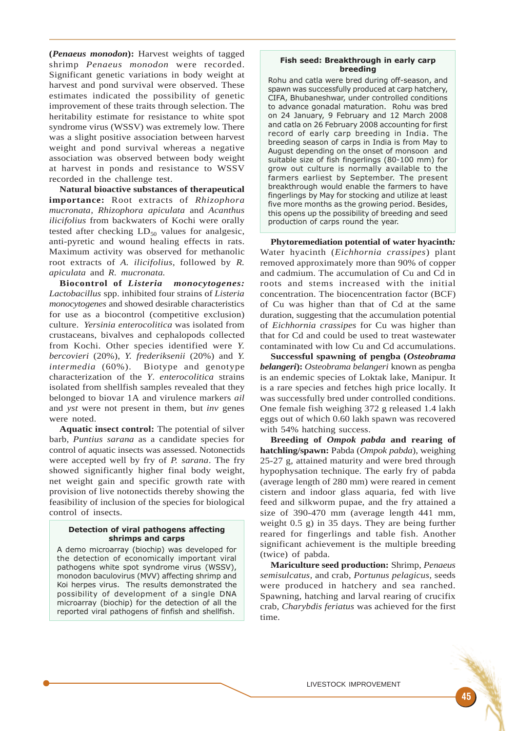**(*Penaeus monodon*):** Harvest weights of tagged shrimp *Penaeus monodon* were recorded. Significant genetic variations in body weight at harvest and pond survival were observed. These estimates indicated the possibility of genetic improvement of these traits through selection. The heritability estimate for resistance to white spot syndrome virus (WSSV) was extremely low. There was a slight positive association between harvest weight and pond survival whereas a negative association was observed between body weight at harvest in ponds and resistance to WSSV recorded in the challenge test.

**Natural bioactive substances of therapeutical importance:** Root extracts of *Rhizophora mucronata*, *Rhizophora apiculata* and *Acanthus ilicifolius* from backwaters of Kochi were orally tested after checking $LD_{50}$ values for analgesic, anti-pyretic and wound healing effects in rats. Maximum activity was observed for methanolic root extracts of *A. ilicifolius*, followed by *R. apiculata* and *R. mucronata.*

**Biocontrol of *Listeria monocytogenes:*** *Lactobacillus* spp. inhibited four strains of *Listeria monocytogenes* and showed desirable characteristics for use as a biocontrol (competitive exclusion) culture. *Yersinia enterocolitica* was isolated from crustaceans, bivalves and cephalopods collected from Kochi. Other species identified were *Y. bercovieri* (20%), *Y. frederiksenii* (20%) and *Y. intermedia* (60%). Biotype and genotype characterization of the *Y. enterocolitica* strains isolated from shellfish samples revealed that they belonged to biovar 1A and virulence markers *ail* and *yst* were not present in them, but *inv* genes were noted.

**Aquatic insect control:** The potential of silver barb, *Puntius sarana* as a candidate species for control of aquatic insects was assessed. Notonectids were accepted well by fry of *P. sarana*. The fry showed significantly higher final body weight, net weight gain and specific growth rate with provision of live notonectids thereby showing the feasibility of inclusion of the species for biological control of insects.

**Detection of viral pathogens affecting shrimps and carps**

A demo microarray (biochip) was developed for the detection of economically important viral pathogens white spot syndrome virus (WSSV), monodon baculovirus (MVV) affecting shrimp and Koi herpes virus. The results demonstrated the possibility of development of a single DNA microarray (biochip) for the detection of all the reported viral pathogens of finfish and shellfish.

**Fish seed: Breakthrough in early carp breeding**

Rohu and catla were bred during off-season, and spawn was successfully produced at carp hatchery, CIFA, Bhubaneshwar, under controlled conditions to advance gonadal maturation. Rohu was bred on 24 January, 9 February and 12 March 2008 and catla on 26 February 2008 accounting for first record of early carp breeding in India. The breeding season of carps in India is from May to August depending on the onset of monsoon and suitable size of fish fingerlings (80-100 mm) for grow out culture is normally available to the farmers earliest by September. The present breakthrough would enable the farmers to have fingerlings by May for stocking and utilize at least five more months as the growing period. Besides, this opens up the possibility of breeding and seed production of carps round the year.

**Phytoremediation potential of water hyacinth*:*** Water hyacinth (*Eichhornia crassipes*) plant removed approximately more than 90% of copper and cadmium. The accumulation of Cu and Cd in roots and stems increased with the initial concentration. The biocencentration factor (BCF) of Cu was higher than that of Cd at the same duration, suggesting that the accumulation potential of *Eichhornia crassipes* for Cu was higher than that for Cd and could be used to treat wastewater contaminated with low Cu and Cd accumulations.

**Successful spawning of pengba (*Osteobrama belangeri*):** *Osteobrama belangeri* known as pengba is an endemic species of Loktak lake, Manipur. It is a rare species and fetches high price locally. It was successfully bred under controlled conditions. One female fish weighing 372 g released 1.4 lakh eggs out of which 0.60 lakh spawn was recovered with 54% hatching success.

**Breeding of *Ompok pabda* and rearing of hatchling/spawn:** Pabda (*Ompok pabda*), weighing 25-27 g, attained maturity and were bred through hypophysation technique. The early fry of pabda (average length of 280 mm) were reared in cement cistern and indoor glass aquaria, fed with live feed and silkworm pupae, and the fry attained a size of 390-470 mm (average length 441 mm, weight 0.5 g) in 35 days. They are being further reared for fingerlings and table fish. Another significant achievement is the multiple breeding (twice) of pabda.

**Mariculture seed production:** Shrimp, *Penaeus semisulcatus*, and crab, *Portunus pelagicus*, seeds were produced in hatchery and sea ranched. Spawning, hatching and larval rearing of crucifix crab, *Charybdis feriatus* was achieved for the first time.